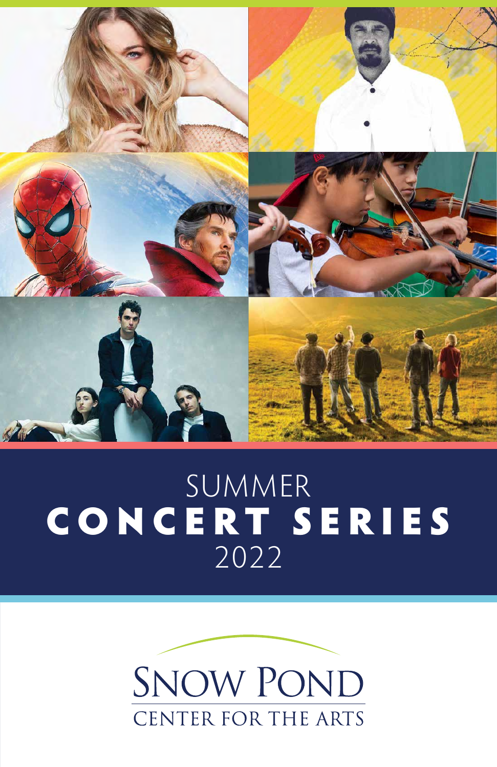# SUMMER CONCERT SERIES 2022

SNOW POND

CENTER FOR THE ARTS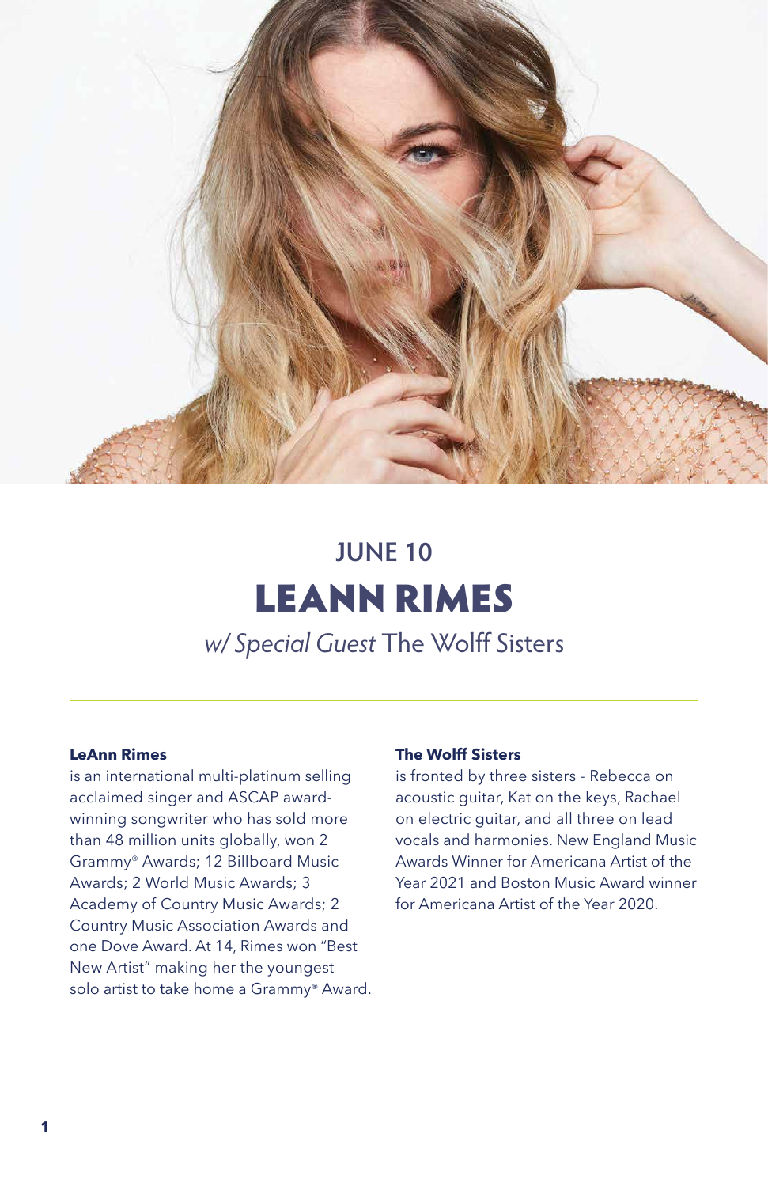## JUNE 10

# LEANN RIMES

*w/ Special Guest* The Wolff Sisters

**LeAnn Rimes**
is an international multi-platinum selling acclaimed singer and ASCAP award-winning songwriter who has sold more than 48 million units globally, won 2 Grammy® Awards; 12 Billboard Music Awards; 2 World Music Awards; 3 Academy of Country Music Awards; 2 Country Music Association Awards and one Dove Award. At 14, Rimes won "Best New Artist" making her the youngest solo artist to take home a Grammy® Award.

**The Wolff Sisters**
is fronted by three sisters - Rebecca on acoustic guitar, Kat on the keys, Rachael on electric guitar, and all three on lead vocals and harmonies. New England Music Awards Winner for Americana Artist of the Year 2021 and Boston Music Award winner for Americana Artist of the Year 2020.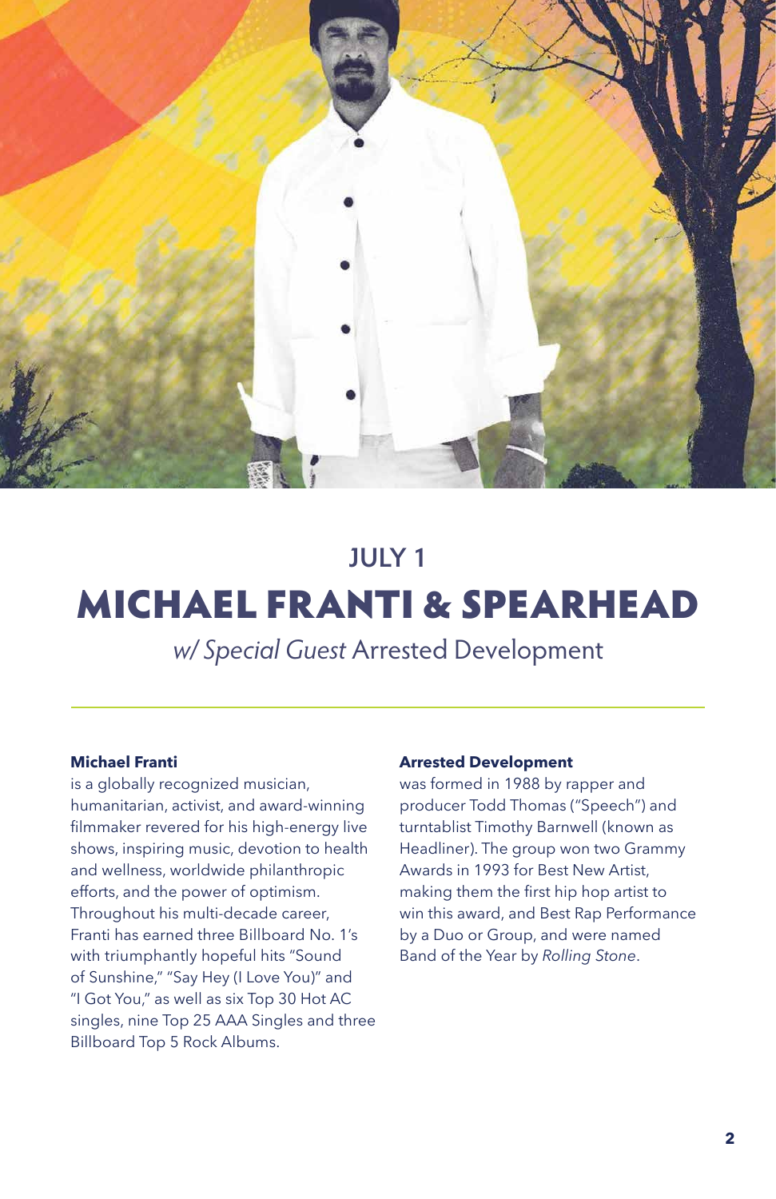## JULY 1

# MICHAEL FRANTI & SPEARHEAD

*w/ Special Guest* Arrested Development

**Michael Franti**
is a globally recognized musician, humanitarian, activist, and award-winning filmmaker revered for his high-energy live shows, inspiring music, devotion to health and wellness, worldwide philanthropic efforts, and the power of optimism. Throughout his multi-decade career, Franti has earned three Billboard No. 1's with triumphantly hopeful hits "Sound of Sunshine," "Say Hey (I Love You)" and "I Got You," as well as six Top 30 Hot AC singles, nine Top 25 AAA Singles and three Billboard Top 5 Rock Albums.

**Arrested Development**
was formed in 1988 by rapper and producer Todd Thomas ("Speech") and turntablist Timothy Barnwell (known as Headliner). The group won two Grammy Awards in 1993 for Best New Artist, making them the first hip hop artist to win this award, and Best Rap Performance by a Duo or Group, and were named Band of the Year by *Rolling Stone*.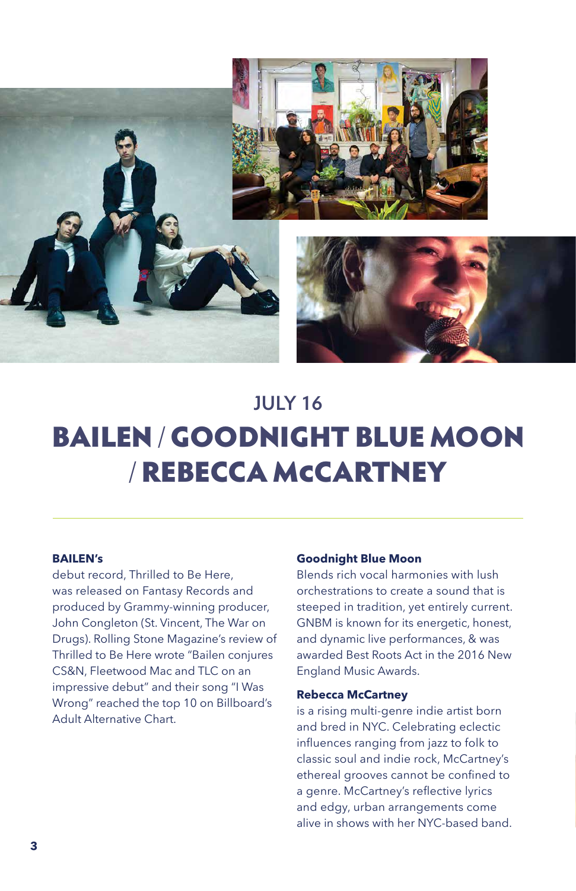## JULY 16

# BAILEN / GOODNIGHT BLUE MOON / REBECCA McCARTNEY

**BAILEN's**
debut record, Thrilled to Be Here, was released on Fantasy Records and produced by Grammy-winning producer, John Congleton (St. Vincent, The War on Drugs). Rolling Stone Magazine's review of Thrilled to Be Here wrote "Bailen conjures CS&N, Fleetwood Mac and TLC on an impressive debut" and their song "I Was Wrong" reached the top 10 on Billboard's Adult Alternative Chart.

**Goodnight Blue Moon**
Blends rich vocal harmonies with lush orchestrations to create a sound that is steeped in tradition, yet entirely current. GNBM is known for its energetic, honest, and dynamic live performances, & was awarded Best Roots Act in the 2016 New England Music Awards.

**Rebecca McCartney**
is a rising multi-genre indie artist born and bred in NYC. Celebrating eclectic influences ranging from jazz to folk to classic soul and indie rock, McCartney's ethereal grooves cannot be confined to a genre. McCartney's reflective lyrics and edgy, urban arrangements come alive in shows with her NYC-based band.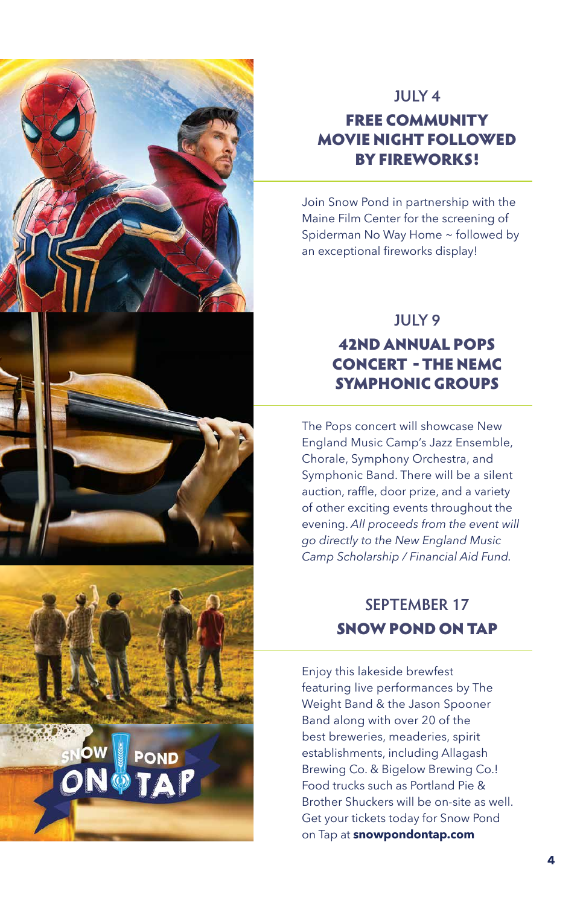## JULY 4

### FREE COMMUNITY MOVIE NIGHT FOLLOWED BY FIREWORKS!

Join Snow Pond in partnership with the Maine Film Center for the screening of Spiderman No Way Home ~ followed by an exceptional fireworks display!

## JULY 9

### 42ND ANNUAL POPS CONCERT - THE NEMC SYMPHONIC GROUPS

The Pops concert will showcase New England Music Camp's Jazz Ensemble, Chorale, Symphony Orchestra, and Symphonic Band. There will be a silent auction, raffle, door prize, and a variety of other exciting events throughout the evening. *All proceeds from the event will go directly to the New England Music Camp Scholarship / Financial Aid Fund.*

## SEPTEMBER 17

### SNOW POND ON TAP

Enjoy this lakeside brewfest featuring live performances by The Weight Band & the Jason Spooner Band along with over 20 of the best breweries, meaderies, spirit establishments, including Allagash Brewing Co. & Bigelow Brewing Co.! Food trucks such as Portland Pie & Brother Shuckers will be on-site as well. Get your tickets today for Snow Pond on Tap at **snowpondontap.com**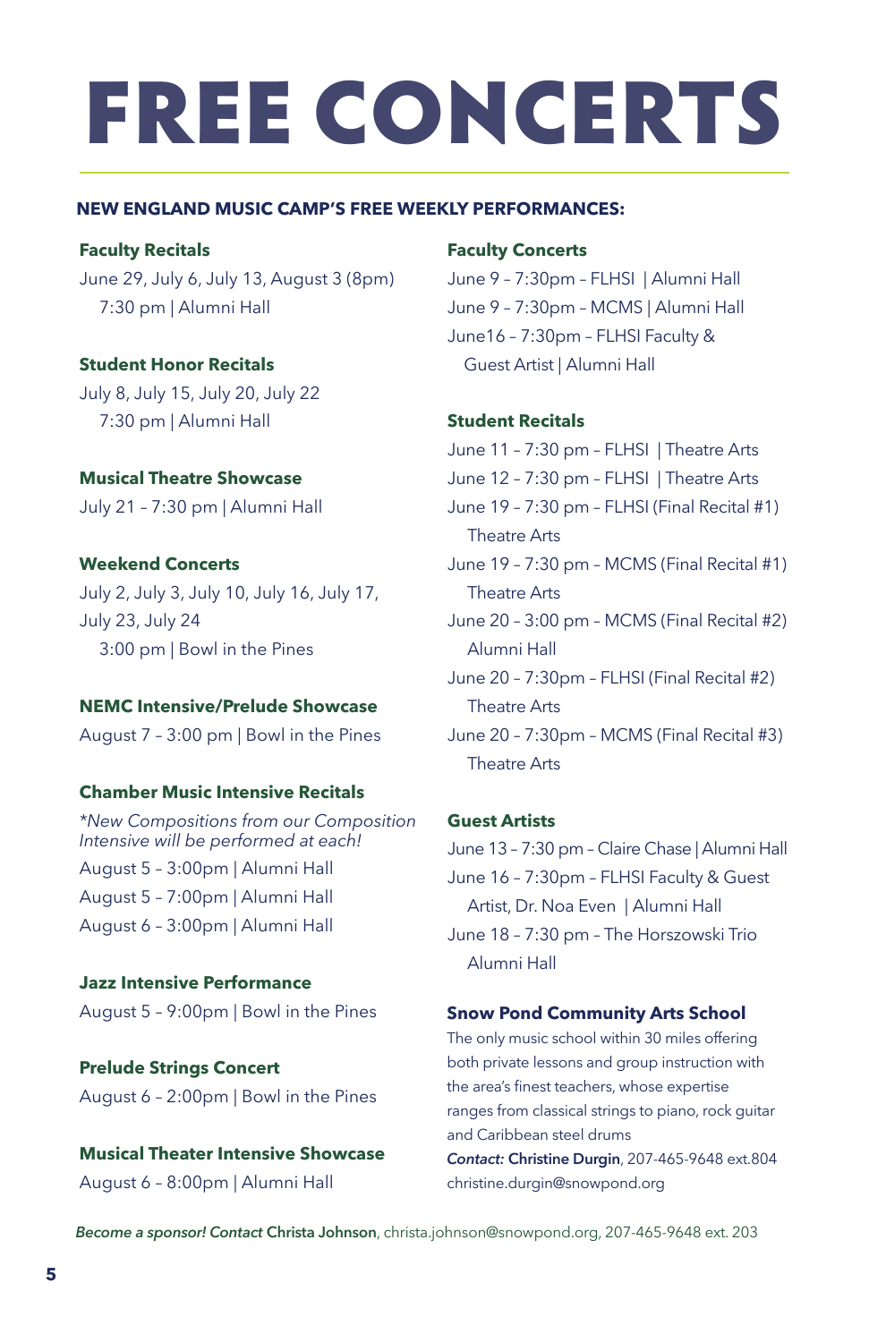# FREE CONCERTS

**NEW ENGLAND MUSIC CAMP'S FREE WEEKLY PERFORMANCES:**

### Faculty Recitals

June 29, July 6, July 13, August 3 (8pm)
7:30 pm | Alumni Hall

### Student Honor Recitals

July 8, July 15, July 20, July 22
7:30 pm | Alumni Hall

### Musical Theatre Showcase

July 21 – 7:30 pm | Alumni Hall

### Weekend Concerts

July 2, July 3, July 10, July 16, July 17, July 23, July 24
3:00 pm | Bowl in the Pines

### NEMC Intensive/Prelude Showcase

August 7 – 3:00 pm | Bowl in the Pines

### Chamber Music Intensive Recitals

*\*New Compositions from our Composition Intensive will be performed at each!*

August 5 – 3:00pm | Alumni Hall
August 5 – 7:00pm | Alumni Hall
August 6 – 3:00pm | Alumni Hall

### Jazz Intensive Performance

August 5 – 9:00pm | Bowl in the Pines

### Prelude Strings Concert

August 6 – 2:00pm | Bowl in the Pines

### Musical Theater Intensive Showcase

August 6 – 8:00pm | Alumni Hall

### Faculty Concerts

June 9 – 7:30pm – FLHSI | Alumni Hall
June 9 – 7:30pm – MCMS | Alumni Hall
June16 – 7:30pm – FLHSI Faculty & Guest Artist | Alumni Hall

### Student Recitals

June 11 – 7:30 pm – FLHSI | Theatre Arts
June 12 – 7:30 pm – FLHSI | Theatre Arts
June 19 – 7:30 pm – FLHSI (Final Recital #1) Theatre Arts
June 19 – 7:30 pm – MCMS (Final Recital #1) Theatre Arts
June 20 – 3:00 pm – MCMS (Final Recital #2) Alumni Hall
June 20 – 7:30pm – FLHSI (Final Recital #2) Theatre Arts
June 20 – 7:30pm – MCMS (Final Recital #3) Theatre Arts

### Guest Artists

June 13 – 7:30 pm – Claire Chase | Alumni Hall
June 16 – 7:30pm – FLHSI Faculty & Guest Artist, Dr. Noa Even | Alumni Hall
June 18 – 7:30 pm – The Horszowski Trio Alumni Hall

### Snow Pond Community Arts School

The only music school within 30 miles offering both private lessons and group instruction with the area's finest teachers, whose expertise ranges from classical strings to piano, rock guitar and Caribbean steel drums

***Contact:* Christine Durgin**, 207-465-9648 ext.804
christine.durgin@snowpond.org

***Become a sponsor! Contact* Christa Johnson**, christa.johnson@snowpond.org, 207-465-9648 ext. 203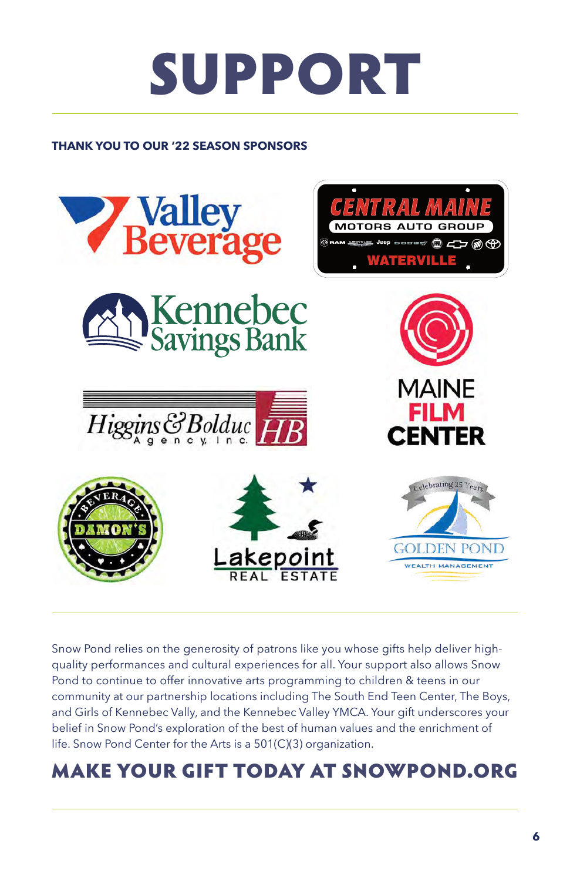# SUPPORT

**THANK YOU TO OUR '22 SEASON SPONSORS**

Valley Beverage

Central Maine Motors Auto Group — Waterville

Kennebec Savings Bank

Maine Film Center

Higgins & Bolduc Agency, Inc.

Damon's Beverage

Lakepoint Real Estate

Golden Pond Wealth Management — Celebrating 25 Years

Snow Pond relies on the generosity of patrons like you whose gifts help deliver high-quality performances and cultural experiences for all. Your support also allows Snow Pond to continue to offer innovative arts programming to children & teens in our community at our partnership locations including The South End Teen Center, The Boys, and Girls of Kennebec Vally, and the Kennebec Valley YMCA. Your gift underscores your belief in Snow Pond's exploration of the best of human values and the enrichment of life. Snow Pond Center for the Arts is a 501(C)(3) organization.

## MAKE YOUR GIFT TODAY AT SNOWPOND.ORG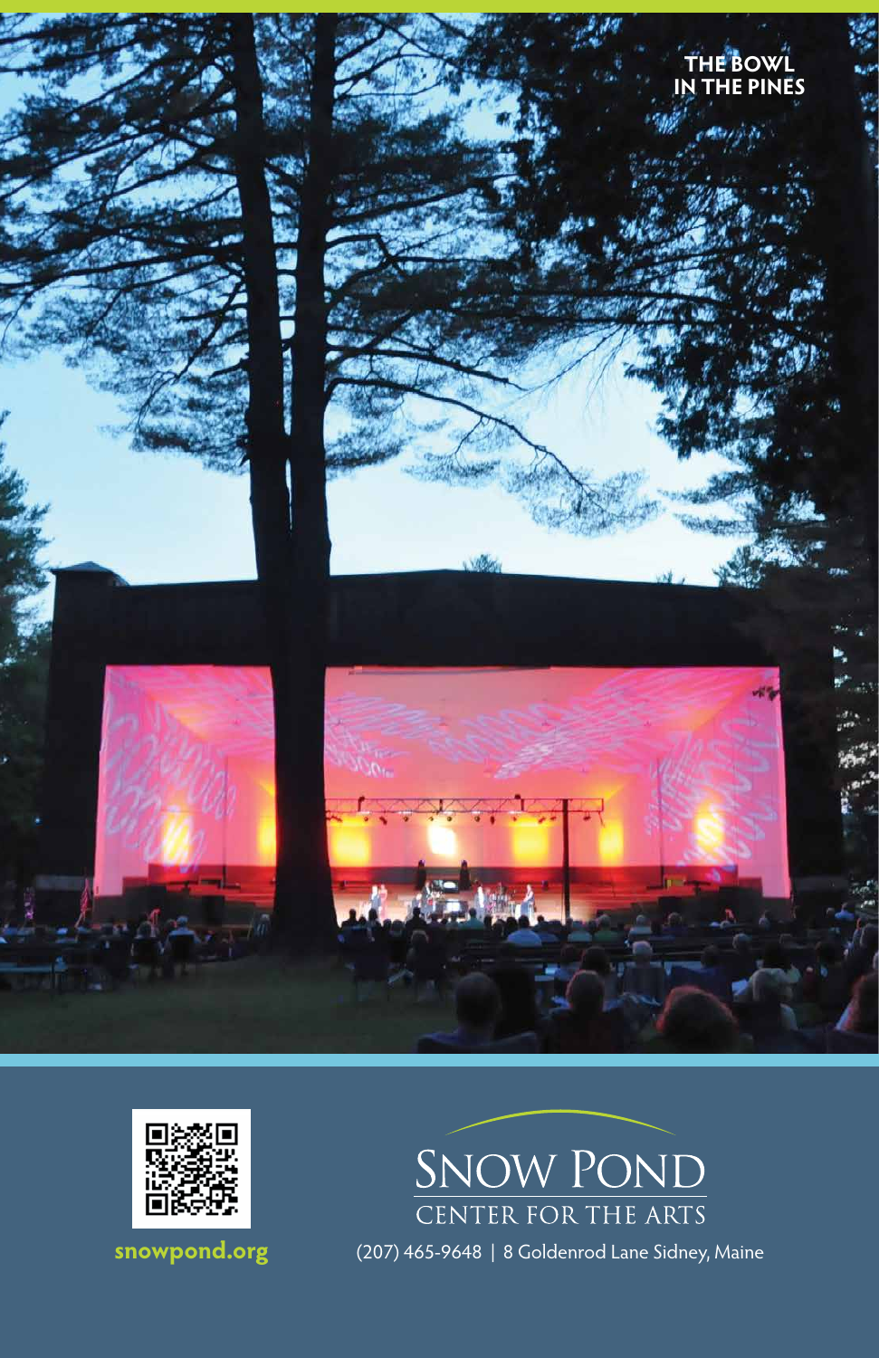THE BOWL
IN THE PINES

snowpond.org

# SNOW POND
CENTER FOR THE ARTS

(207) 465-9648 | 8 Goldenrod Lane Sidney, Maine